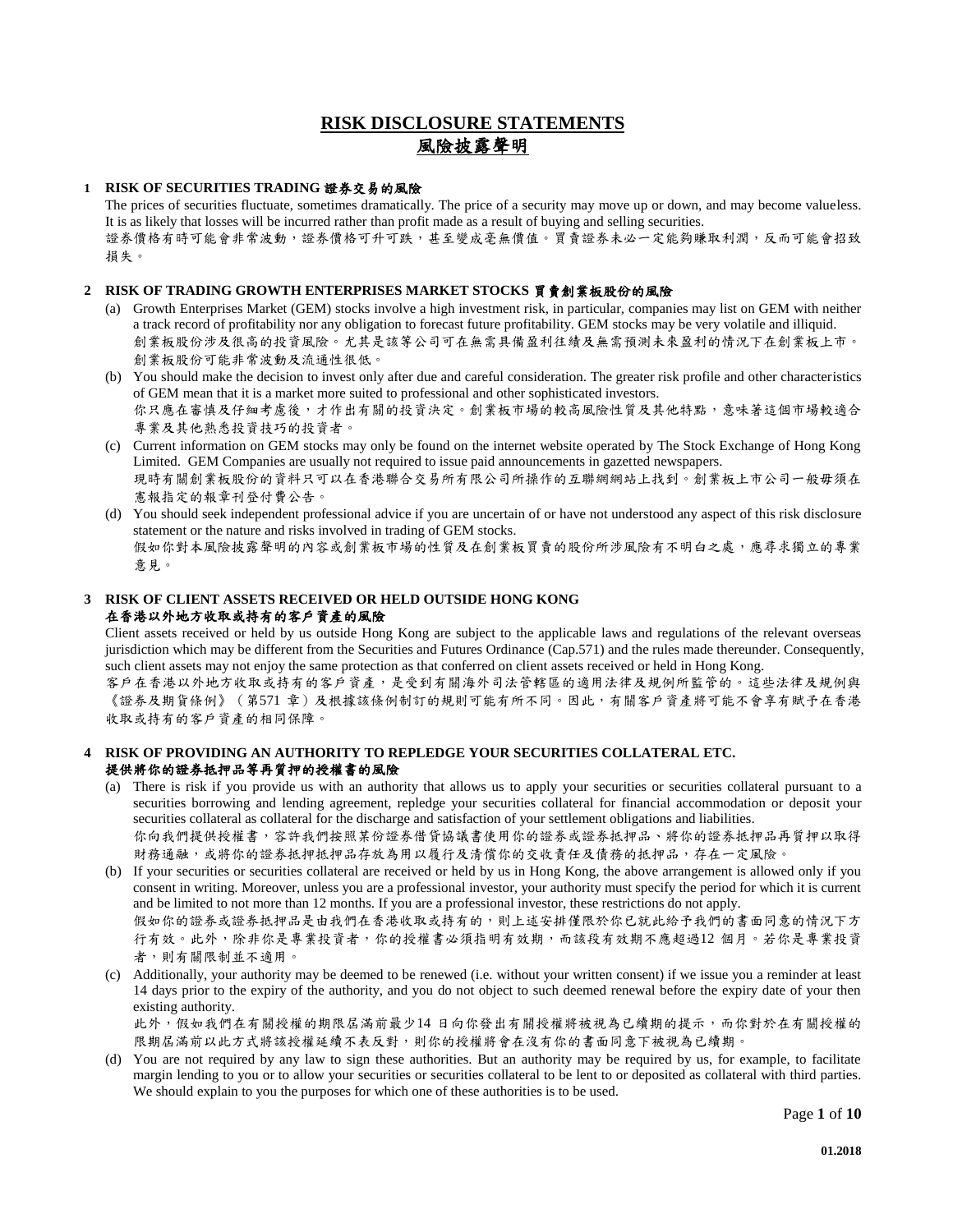# RISK DISCLOSURE STATEMENTS
# 風險披露聲明

## 1 RISK OF SECURITIES TRADING 證券交易的風險

The prices of securities fluctuate, sometimes dramatically. The price of a security may move up or down, and may become valueless. It is as likely that losses will be incurred rather than profit made as a result of buying and selling securities.

證券價格有時可能會非常波動，證券價格可升可跌，甚至變成毫無價值。買賣證券未必一定能夠賺取利潤，反而可能會招致損失。

## 2 RISK OF TRADING GROWTH ENTERPRISES MARKET STOCKS 買賣創業板股份的風險

(a) Growth Enterprises Market (GEM) stocks involve a high investment risk, in particular, companies may list on GEM with neither a track record of profitability nor any obligation to forecast future profitability. GEM stocks may be very volatile and illiquid.
創業板股份涉及很高的投資風險。尤其是該等公司可在無需具備盈利往績及無需預測未來盈利的情況下在創業板上市。創業板股份可能非常波動及流通性很低。

(b) You should make the decision to invest only after due and careful consideration. The greater risk profile and other characteristics of GEM mean that it is a market more suited to professional and other sophisticated investors.
你只應在審慎及仔細考慮後，才作出有關的投資決定。創業板市場的較高風險性質及其他特點，意味著這個市場較適合專業及其他熟悉投資技巧的投資者。

(c) Current information on GEM stocks may only be found on the internet website operated by The Stock Exchange of Hong Kong Limited. GEM Companies are usually not required to issue paid announcements in gazetted newspapers.
現時有關創業板股份的資料只可以在香港聯合交易所有限公司所操作的互聯網網站上找到。創業板上市公司一般毋須在憲報指定的報章刊登付費公告。

(d) You should seek independent professional advice if you are uncertain of or have not understood any aspect of this risk disclosure statement or the nature and risks involved in trading of GEM stocks.
假如你對本風險披露聲明的內容或創業板市場的性質及在創業板買賣的股份所涉風險有不明白之處，應尋求獨立的專業意見。

## 3 RISK OF CLIENT ASSETS RECEIVED OR HELD OUTSIDE HONG KONG 在香港以外地方收取或持有的客戶資產的風險

Client assets received or held by us outside Hong Kong are subject to the applicable laws and regulations of the relevant overseas jurisdiction which may be different from the Securities and Futures Ordinance (Cap.571) and the rules made thereunder. Consequently, such client assets may not enjoy the same protection as that conferred on client assets received or held in Hong Kong.

客戶在香港以外地方收取或持有的客戶資產，是受到有關海外司法管轄區的適用法律及規例所監管的。這些法律及規例與《證券及期貨條例》（第571 章）及根據該條例制訂的規則可能有所不同。因此，有關客戶資產將可能不會享有賦予在香港收取或持有的客戶資產的相同保障。

## 4 RISK OF PROVIDING AN AUTHORITY TO REPLEDGE YOUR SECURITIES COLLATERAL ETC. 提供將你的證券抵押品等再質押的授權書的風險

(a) There is risk if you provide us with an authority that allows us to apply your securities or securities collateral pursuant to a securities borrowing and lending agreement, repledge your securities collateral for financial accommodation or deposit your securities collateral as collateral for the discharge and satisfaction of your settlement obligations and liabilities.
你向我們提供授權書，容許我們按照某份證券借貸協議書使用你的證券或證券抵押品、將你的證券抵押品再質押以取得財務通融，或將你的證券抵押抵押品存放為用以履行及清償你的交收責任及債務的抵押品，存在一定風險。

(b) If your securities or securities collateral are received or held by us in Hong Kong, the above arrangement is allowed only if you consent in writing. Moreover, unless you are a professional investor, your authority must specify the period for which it is current and be limited to not more than 12 months. If you are a professional investor, these restrictions do not apply.
假如你的證券或證券抵押品是由我們在香港收取或持有的，則上述安排僅限於你已就此給予我們的書面同意的情況下方行有效。此外，除非你是專業投資者，你的授權書必須指明有效期，而該段有效期不應超過12 個月。若你是專業投資者，則有關限制並不適用。

(c) Additionally, your authority may be deemed to be renewed (i.e. without your written consent) if we issue you a reminder at least 14 days prior to the expiry of the authority, and you do not object to such deemed renewal before the expiry date of your then existing authority.
此外，假如我們在有關授權的期限屆滿前最少14 日向你發出有關授權將被視為已續期的提示，而你對於在有關授權的限期屆滿前以此方式將該授權延續不表反對，則你的授權將會在沒有你的書面同意下被視為已續期。

(d) You are not required by any law to sign these authorities. But an authority may be required by us, for example, to facilitate margin lending to you or to allow your securities or securities collateral to be lent to or deposited as collateral with third parties. We should explain to you the purposes for which one of these authorities is to be used.

01.2018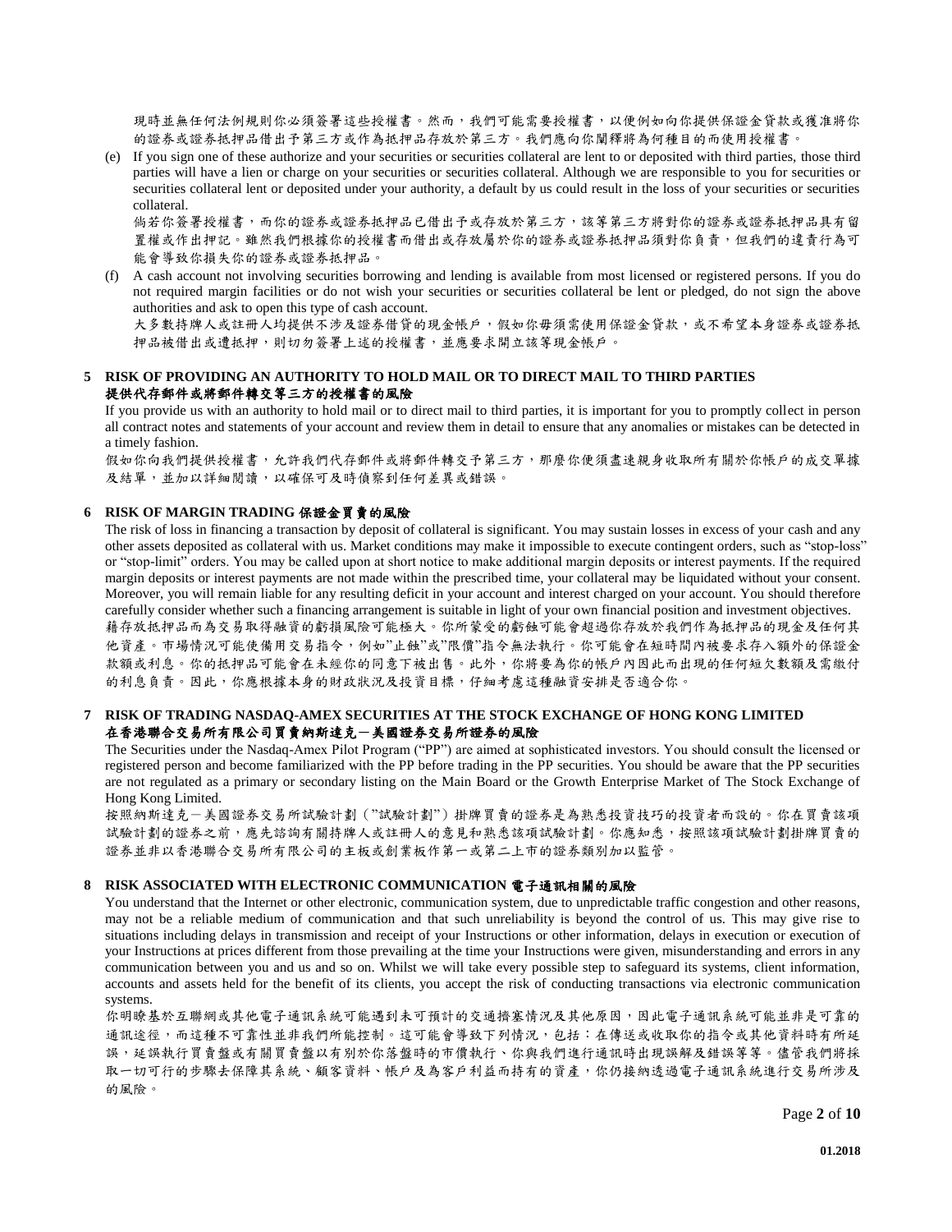現時並無任何法例規則你必須簽署這些授權書。然而，我們可能需要授權書，以便例如向你提供保證金貸款或獲准將你的證券或證券抵押品借出予第三方或作為抵押品存放於第三方。我們應向你闡釋將為何種目的而使用授權書。

(e) If you sign one of these authorize and your securities or securities collateral are lent to or deposited with third parties, those third parties will have a lien or charge on your securities or securities collateral. Although we are responsible to you for securities or securities collateral lent or deposited under your authority, a default by us could result in the loss of your securities or securities collateral.

倘若你簽署授權書，而你的證券或證券抵押品已借出予或存放於第三方，該等第三方將對你的證券或證券抵押品具有留置權或作出押記。雖然我們根據你的授權書而借出或存放屬於你的證券或證券抵押品須對你負責，但我們的違責行為可能會導致你損失你的證券或證券抵押品。

(f) A cash account not involving securities borrowing and lending is available from most licensed or registered persons. If you do not required margin facilities or do not wish your securities or securities collateral be lent or pledged, do not sign the above authorities and ask to open this type of cash account.

大多數持牌人或註冊人均提供不涉及證券借貸的現金帳戶，假如你毋須需使用保證金貸款，或不希望本身證券或證券抵押品被借出或遭抵押，則切勿簽署上述的授權書，並應要求開立該等現金帳戶。

## 5 RISK OF PROVIDING AN AUTHORITY TO HOLD MAIL OR TO DIRECT MAIL TO THIRD PARTIES 提供代存郵件或將郵件轉交第三方的授權書的風險

If you provide us with an authority to hold mail or to direct mail to third parties, it is important for you to promptly collect in person all contract notes and statements of your account and review them in detail to ensure that any anomalies or mistakes can be detected in a timely fashion.

假如你向我們提供授權書，允許我們代存郵件或將郵件轉交予第三方，那麼你便須盡速親身收取所有關於你帳戶的成交單據及結單，並加以詳細閱讀，以確保可及時偵察到任何差異或錯誤。

## 6 RISK OF MARGIN TRADING 保證金買賣的風險

The risk of loss in financing a transaction by deposit of collateral is significant. You may sustain losses in excess of your cash and any other assets deposited as collateral with us. Market conditions may make it impossible to execute contingent orders, such as "stop-loss" or "stop-limit" orders. You may be called upon at short notice to make additional margin deposits or interest payments. If the required margin deposits or interest payments are not made within the prescribed time, your collateral may be liquidated without your consent. Moreover, you will remain liable for any resulting deficit in your account and interest charged on your account. You should therefore carefully consider whether such a financing arrangement is suitable in light of your own financial position and investment objectives.

藉存放抵押品而為交易取得融資的虧損風險可能極大。你所蒙受的虧蝕可能會超過你存放於我們作為抵押品的現金及任何其他資產。市場情況可能使備用交易指令，例如"止蝕"或"限價"指令無法執行。你可能會在短時間內被要求存入額外的保證金款額或利息。你的抵押品可能會在未經你的同意下被出售。此外，你將要為你的帳戶內因此而出現的任何短欠數額及需繳付的利息負責。因此，你應根據本身的財政狀況及投資目標，仔細考慮這種融資安排是否適合你。

## 7 RISK OF TRADING NASDAQ-AMEX SECURITIES AT THE STOCK EXCHANGE OF HONG KONG LIMITED 在香港聯合交易所有限公司買賣納斯達克－美國證券交易所證券的風險

The Securities under the Nasdaq-Amex Pilot Program ("PP") are aimed at sophisticated investors. You should consult the licensed or registered person and become familiarized with the PP before trading in the PP securities. You should be aware that the PP securities are not regulated as a primary or secondary listing on the Main Board or the Growth Enterprise Market of The Stock Exchange of Hong Kong Limited.

按照納斯達克－美國證券交易所試驗計劃（"試驗計劃"）掛牌買賣的證券是為熟悉投資技巧的投資者而設的。你在買賣該項試驗計劃的證券之前，應先諮詢有關持牌人或註冊人的意見和熟悉該項試驗計劃。你應知悉，按照該項試驗計劃掛牌買賣的證券並非以香港聯合交易所有限公司的主板或創業板作第一或第二上市的證券類別加以監管。

## 8 RISK ASSOCIATED WITH ELECTRONIC COMMUNICATION 電子通訊相關的風險

You understand that the Internet or other electronic, communication system, due to unpredictable traffic congestion and other reasons, may not be a reliable medium of communication and that such unreliability is beyond the control of us. This may give rise to situations including delays in transmission and receipt of your Instructions or other information, delays in execution or execution of your Instructions at prices different from those prevailing at the time your Instructions were given, misunderstanding and errors in any communication between you and us and so on. Whilst we will take every possible step to safeguard its systems, client information, accounts and assets held for the benefit of its clients, you accept the risk of conducting transactions via electronic communication systems.

你明瞭基於互聯網或其他電子通訊系統可能遇到未可預計的交通擠塞情況及其他原因，因此電子通訊系統可能並非是可靠的通訊途徑，而這種不可靠性並非我們所能控制。這可能會導致下列情況，包括：在傳送或收取你的指令或其他資料時有所延誤，延誤執行買賣盤或有關買賣盤以有別於你落盤時的市價執行、你與我們進行通訊時出現誤解及錯誤等等。儘管我們將採取一切可行的步驟去保障其系統、顧客資料、帳戶及為客戶利益而持有的資產，你仍接納透過電子通訊系統進行交易所涉及的風險。

01.2018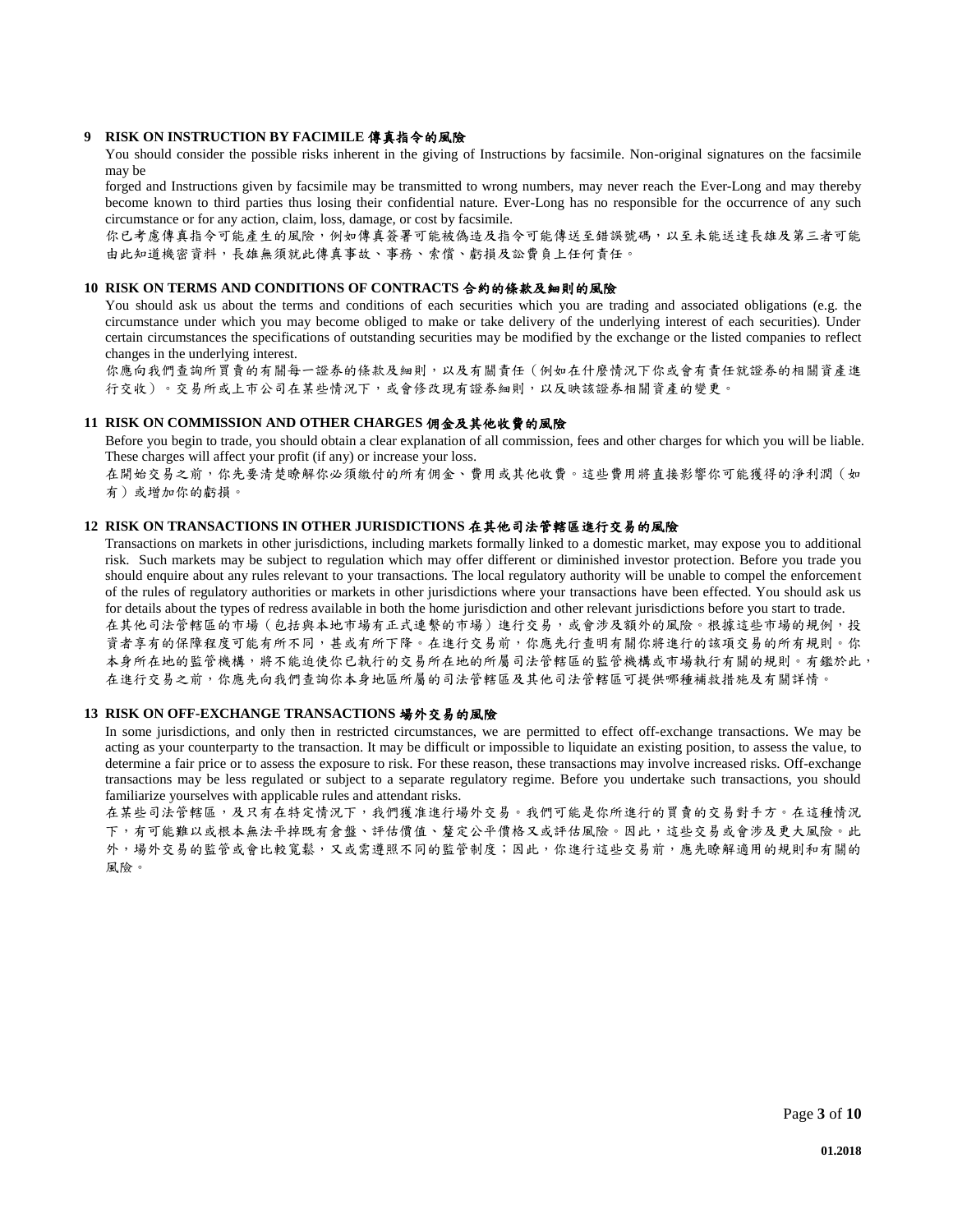**9 RISK ON INSTRUCTION BY FACIMILE 傳真指令的風險**

You should consider the possible risks inherent in the giving of Instructions by facsimile. Non-original signatures on the facsimile may be forged and Instructions given by facsimile may be transmitted to wrong numbers, may never reach the Ever-Long and may thereby become known to third parties thus losing their confidential nature. Ever-Long has no responsible for the occurrence of any such circumstance or for any action, claim, loss, damage, or cost by facsimile.

你已考慮傳真指令可能產生的風險，例如傳真簽署可能被偽造及指令可能傳送至錯誤號碼，以至未能送達長雄及第三者可能由此知道機密資料，長雄無須就此傳真事故、事務、索償、虧損及訟費負上任何責任。

**10 RISK ON TERMS AND CONDITIONS OF CONTRACTS 合約的條款及細則的風險**

You should ask us about the terms and conditions of each securities which you are trading and associated obligations (e.g. the circumstance under which you may become obliged to make or take delivery of the underlying interest of each securities). Under certain circumstances the specifications of outstanding securities may be modified by the exchange or the listed companies to reflect changes in the underlying interest.

你應向我們查詢所買賣的有關每一證券的條款及細則，以及有關責任（例如在什麼情況下你或會有責任就證券的相關資產進行交收）。交易所或上市公司在某些情況下，或會修改現有證券細則，以反映該證券相關資產的變更。

**11 RISK ON COMMISSION AND OTHER CHARGES 佣金及其他收費的風險**

Before you begin to trade, you should obtain a clear explanation of all commission, fees and other charges for which you will be liable. These charges will affect your profit (if any) or increase your loss.

在開始交易之前，你先要清楚瞭解你必須繳付的所有佣金、費用或其他收費。這些費用將直接影響你可能獲得的淨利潤（如有）或增加你的虧損。

**12 RISK ON TRANSACTIONS IN OTHER JURISDICTIONS 在其他司法管轄區進行交易的風險**

Transactions on markets in other jurisdictions, including markets formally linked to a domestic market, may expose you to additional risk. Such markets may be subject to regulation which may offer different or diminished investor protection. Before you trade you should enquire about any rules relevant to your transactions. The local regulatory authority will be unable to compel the enforcement of the rules of regulatory authorities or markets in other jurisdictions where your transactions have been effected. You should ask us for details about the types of redress available in both the home jurisdiction and other relevant jurisdictions before you start to trade.

在其他司法管轄區的市場（包括與本地市場有正式連繫的市場）進行交易，或會涉及額外的風險。根據這些市場的規例，投資者享有的保障程度可能有所不同，甚或有所下降。在進行交易前，你應先行查明有關你將進行的該項交易的所有規則。你本身所在地的監管機構，將不能迫使你已執行的交易所在地的所屬司法管轄區的監管機構或市場執行有關的規則。有鑑於此，在進行交易之前，你應先向我們查詢你本身地區所屬的司法管轄區及其他司法管轄區可提供哪種補救措施及有關詳情。

**13 RISK ON OFF-EXCHANGE TRANSACTIONS 場外交易的風險**

In some jurisdictions, and only then in restricted circumstances, we are permitted to effect off-exchange transactions. We may be acting as your counterparty to the transaction. It may be difficult or impossible to liquidate an existing position, to assess the value, to determine a fair price or to assess the exposure to risk. For these reason, these transactions may involve increased risks. Off-exchange transactions may be less regulated or subject to a separate regulatory regime. Before you undertake such transactions, you should familiarize yourselves with applicable rules and attendant risks.

在某些司法管轄區，及只有在特定情況下，我們獲准進行場外交易。我們可能是你所進行的買賣的交易對手方。在這種情況下，有可能難以或根本無法平掉既有倉盤、評估價值、釐定公平價格又或評估風險。因此，這些交易或會涉及更大風險。此外，場外交易的監管或會比較寬鬆，又或需遵照不同的監管制度；因此，你進行這些交易前，應先瞭解適用的規則和有關的風險。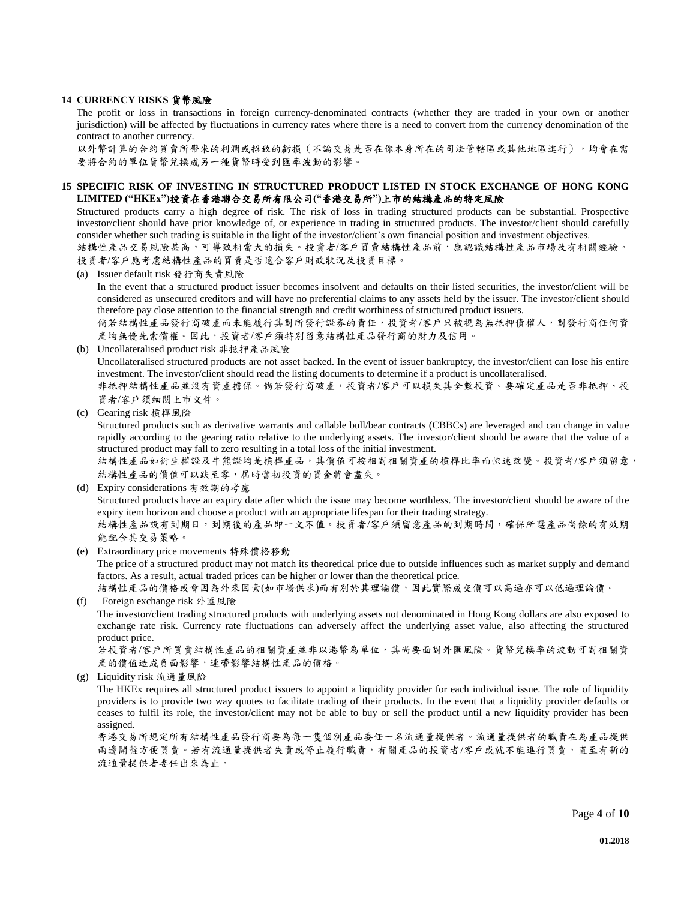## 14 CURRENCY RISKS 貨幣風險

The profit or loss in transactions in foreign currency-denominated contracts (whether they are traded in your own or another jurisdiction) will be affected by fluctuations in currency rates where there is a need to convert from the currency denomination of the contract to another currency.

以外幣計算的合約買賣所帶來的利潤或招致的虧損（不論交易是否在你本身所在的司法管轄區或其他地區進行），均會在需要將合約的單位貨幣兌換成另一種貨幣時受到匯率波動的影響。

## 15 SPECIFIC RISK OF INVESTING IN STRUCTURED PRODUCT LISTED IN STOCK EXCHANGE OF HONG KONG LIMITED ("HKEx")投資在香港聯合交易所有限公司("香港交易所")上市的結構產品的特定風險

Structured products carry a high degree of risk. The risk of loss in trading structured products can be substantial. Prospective investor/client should have prior knowledge of, or experience in trading in structured products. The investor/client should carefully consider whether such trading is suitable in the light of the investor/client's own financial position and investment objectives.

結構性產品交易風險甚高，可導致相當大的損失。投資者/客戶買賣結構性產品前，應認識結構性產品市場及有相關經驗。投資者/客戶應考慮結構性產品的買賣是否適合客戶財政狀況及投資目標。

(a) Issuer default risk 發行商失責風險

In the event that a structured product issuer becomes insolvent and defaults on their listed securities, the investor/client will be considered as unsecured creditors and will have no preferential claims to any assets held by the issuer. The investor/client should therefore pay close attention to the financial strength and credit worthiness of structured product issuers.

倘若結構性產品發行商破產而未能履行其對所發行證券的責任，投資者/客戶只被視為無抵押債權人，對發行商任何資產均無優先索償權。因此，投資者/客戶須特別留意結構性產品發行商的財力及信用。

(b) Uncollateralised product risk 非抵押產品風險

Uncollateralised structured products are not asset backed. In the event of issuer bankruptcy, the investor/client can lose his entire investment. The investor/client should read the listing documents to determine if a product is uncollateralised.

非抵押結構性產品並沒有資產擔保。倘若發行商破產，投資者/客戶可以損失其全數投資。要確定產品是否非抵押、投資者/客戶須細閱上市文件。

(c) Gearing risk 槓桿風險

Structured products such as derivative warrants and callable bull/bear contracts (CBBCs) are leveraged and can change in value rapidly according to the gearing ratio relative to the underlying assets. The investor/client should be aware that the value of a structured product may fall to zero resulting in a total loss of the initial investment.

結構性產品如衍生權證及牛熊證均是槓桿產品，其價值可按相對相關資產的槓桿比率而快速改變。投資者/客戶須留意，結構性產品的價值可以跌至零，屆時當初投資的資金將會盡失。

(d) Expiry considerations 有效期的考慮

Structured products have an expiry date after which the issue may become worthless. The investor/client should be aware of the expiry item horizon and choose a product with an appropriate lifespan for their trading strategy.

結構性產品設有到期日，到期後的產品即一文不值。投資者/客戶須留意產品的到期時間，確保所選產品尚餘的有效期能配合其交易策略。

(e) Extraordinary price movements 特殊價格移動

The price of a structured product may not match its theoretical price due to outside influences such as market supply and demand factors. As a result, actual traded prices can be higher or lower than the theoretical price.

結構性產品的價格或會因為外來因素(如市場供求)而有別於其理論價，因此實際成交價可以高過亦可以低過理論價。

(f) Foreign exchange risk 外匯風險

The investor/client trading structured products with underlying assets not denominated in Hong Kong dollars are also exposed to exchange rate risk. Currency rate fluctuations can adversely affect the underlying asset value, also affecting the structured product price.

若投資者/客戶所買賣結構性產品的相關資產並非以港幣為單位，其尚要面對外匯風險。貨幣兌換率的波動可對相關資產的價值造成負面影響，連帶影響結構性產品的價格。

(g) Liquidity risk 流通量風險

The HKEx requires all structured product issuers to appoint a liquidity provider for each individual issue. The role of liquidity providers is to provide two way quotes to facilitate trading of their products. In the event that a liquidity provider defaults or ceases to fulfil its role, the investor/client may not be able to buy or sell the product until a new liquidity provider has been assigned.

香港交易所規定所有結構性產品發行商要為每一隻個別產品委任一名流通量提供者。流通量提供者的職責在為產品提供兩邊開盤方便買賣。若有流通量提供者失責或停止履行職責，有關產品的投資者/客戶或就不能進行買賣，直至有新的流通量提供者委任出來為止。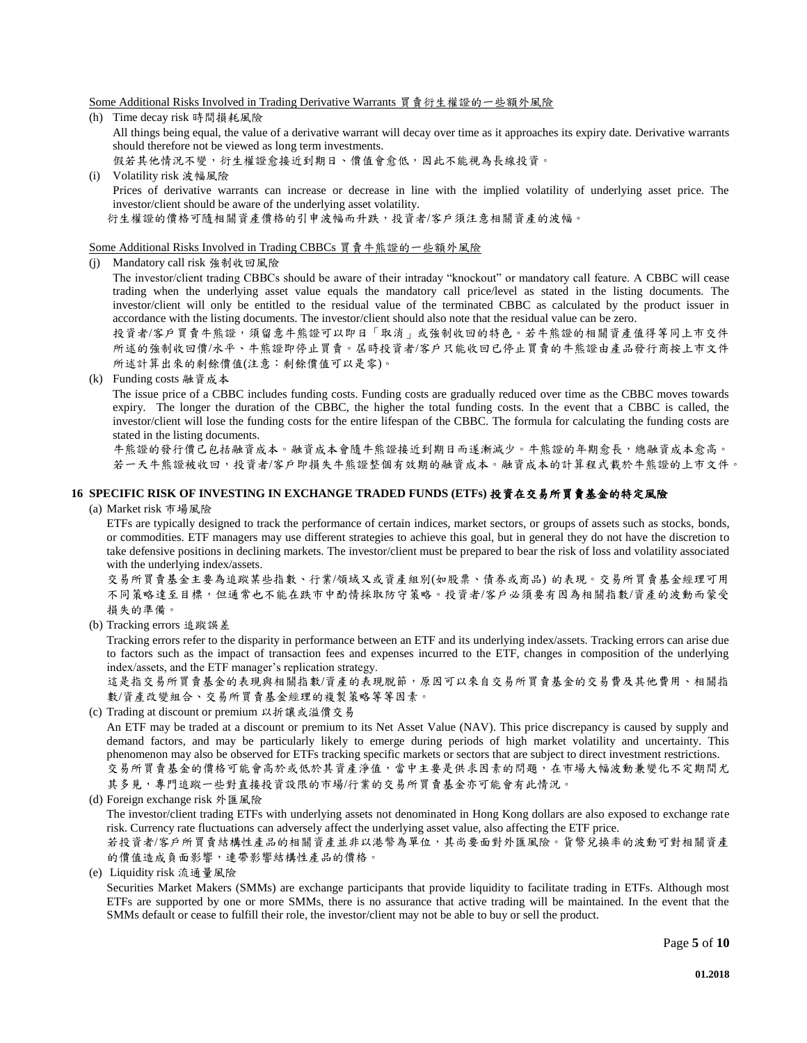Some Additional Risks Involved in Trading Derivative Warrants 買賣衍生權證的一些額外風險

(h) Time decay risk 時間損耗風險

All things being equal, the value of a derivative warrant will decay over time as it approaches its expiry date. Derivative warrants should therefore not be viewed as long term investments.

假若其他情況不變，衍生權證愈接近到期日、價值會愈低，因此不能視為長線投資。

(i) Volatility risk 波幅風險

Prices of derivative warrants can increase or decrease in line with the implied volatility of underlying asset price. The investor/client should be aware of the underlying asset volatility.

衍生權證的價格可隨相關資產價格的引申波幅而升跌，投資者/客戶須注意相關資產的波幅。

Some Additional Risks Involved in Trading CBBCs 買賣牛熊證的一些額外風險

(j) Mandatory call risk 強制收回風險

The investor/client trading CBBCs should be aware of their intraday "knockout" or mandatory call feature. A CBBC will cease trading when the underlying asset value equals the mandatory call price/level as stated in the listing documents. The investor/client will only be entitled to the residual value of the terminated CBBC as calculated by the product issuer in accordance with the listing documents. The investor/client should also note that the residual value can be zero.

投資者/客戶買賣牛熊證，須留意牛熊證可以即日「取消」或強制收回的特色。若牛熊證的相關資產值得等同上市文件所述的強制收回價/水平、牛熊證即停止買賣。屆時投資者/客戶只能收回已停止買賣的牛熊證由產品發行商按上市文件所述計算出來的剩餘價值(注意：剩餘價值可以是零)。

(k) Funding costs 融資成本

The issue price of a CBBC includes funding costs. Funding costs are gradually reduced over time as the CBBC moves towards expiry. The longer the duration of the CBBC, the higher the total funding costs. In the event that a CBBC is called, the investor/client will lose the funding costs for the entire lifespan of the CBBC. The formula for calculating the funding costs are stated in the listing documents.

牛熊證的發行價已包括融資成本。融資成本會隨牛熊證接近到期日而逐漸減少。牛熊證的年期愈長，總融資成本愈高。若一天牛熊證被收回，投資者/客戶即損失牛熊證整個有效期的融資成本。融資成本的計算程式載於牛熊證的上市文件。

## 16 SPECIFIC RISK OF INVESTING IN EXCHANGE TRADED FUNDS (ETFs) 投資在交易所買賣基金的特定風險

(a) Market risk 市場風險

ETFs are typically designed to track the performance of certain indices, market sectors, or groups of assets such as stocks, bonds, or commodities. ETF managers may use different strategies to achieve this goal, but in general they do not have the discretion to take defensive positions in declining markets. The investor/client must be prepared to bear the risk of loss and volatility associated with the underlying index/assets.

交易所買賣基金主要為追蹤某些指數、行業/領域又或資產組別(如股票、債券或商品) 的表現。交易所買賣基金經理可用不同策略達至目標，但通常也不能在跌市中酌情採取防守策略。投資者/客戶必須要有因為相關指數/資產的波動而蒙受損失的準備。

(b) Tracking errors 追蹤誤差

Tracking errors refer to the disparity in performance between an ETF and its underlying index/assets. Tracking errors can arise due to factors such as the impact of transaction fees and expenses incurred to the ETF, changes in composition of the underlying index/assets, and the ETF manager's replication strategy.

這是指交易所買賣基金的表現與相關指數/資產的表現脫節，原因可以來自交易所買賣基金的交易費及其他費用、相關指數/資產改變組合、交易所買賣基金經理的複製策略等等因素。

(c) Trading at discount or premium 以折讓或溢價交易

An ETF may be traded at a discount or premium to its Net Asset Value (NAV). This price discrepancy is caused by supply and demand factors, and may be particularly likely to emerge during periods of high market volatility and uncertainty. This phenomenon may also be observed for ETFs tracking specific markets or sectors that are subject to direct investment restrictions.

交易所買賣基金的價格可能會高於或低於其資產淨值，當中主要是供求因素的問題，在市場大幅波動兼變化不定期間尤其多見，專門追蹤一些對直接投資設限的市場/行業的交易所買賣基金亦可能會有此情況。

(d) Foreign exchange risk 外匯風險

The investor/client trading ETFs with underlying assets not denominated in Hong Kong dollars are also exposed to exchange rate risk. Currency rate fluctuations can adversely affect the underlying asset value, also affecting the ETF price.

若投資者/客戶所買賣結構性產品的相關資產並非以港幣為單位，其尚要面對外匯風險。貨幣兌換率的波動可對相關資產的價值造成負面影響，連帶影響結構性產品的價格。

(e) Liquidity risk 流通量風險

Securities Market Makers (SMMs) are exchange participants that provide liquidity to facilitate trading in ETFs. Although most ETFs are supported by one or more SMMs, there is no assurance that active trading will be maintained. In the event that the SMMs default or cease to fulfill their role, the investor/client may not be able to buy or sell the product.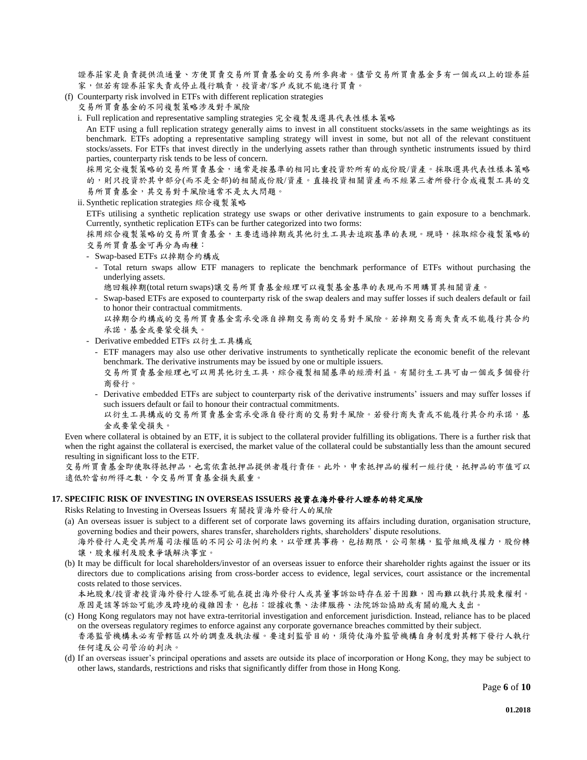證券莊家是負責提供流通量、方便買賣交易所買賣基金的交易所參與者。儘管交易所買賣基金多有一個或以上的證券莊家，但若有證券莊家失責或停止履行職責，投資者/客戶或就不能進行買賣。

(f) Counterparty risk involved in ETFs with different replication strategies
交易所買賣基金的不同複製策略涉及對手風險

i. Full replication and representative sampling strategies 完全複製及選取代表性樣本策略

An ETF using a full replication strategy generally aims to invest in all constituent stocks/assets in the same weightings as its benchmark. ETFs adopting a representative sampling strategy will invest in some, but not all of the relevant constituent stocks/assets. For ETFs that invest directly in the underlying assets rather than through synthetic instruments issued by third parties, counterparty risk tends to be less of concern.

採用完全複製策略的交易所買賣基金，通常是按基準的相同比重投資於所有的成份股/資產。採取選具代表性樣本策略的，則只投資於其中部分(而不是全部)的相關成份股/資產。直接投資相關資產而不經第三者所發行合成複製工具的交易所買賣基金，其交易對手風險通常不是太大問題。

ii. Synthetic replication strategies 綜合複製策略

ETFs utilising a synthetic replication strategy use swaps or other derivative instruments to gain exposure to a benchmark. Currently, synthetic replication ETFs can be further categorized into two forms:

採用綜合複製策略的交易所買賣基金，主要透過掉期或其他衍生工具去追蹤基準的表現。現時，採取綜合複製策略的交易所買賣基金可再分為兩種：

- Swap-based ETFs 以掉期合約構成
  - Total return swaps allow ETF managers to replicate the benchmark performance of ETFs without purchasing the underlying assets.
    總回報掉期(total return swaps)讓交易所買賣基金經理可以複製基金基準的表現而不用購買其相關資產。
  - Swap-based ETFs are exposed to counterparty risk of the swap dealers and may suffer losses if such dealers default or fail to honor their contractual commitments.
    以掉期合約構成的交易所買賣基金需承受源自掉期交易商的交易對手風險。若掉期交易商失責或不能履行其合約承諾，基金或要蒙受損失。
- Derivative embedded ETFs 以衍生工具構成
  - ETF managers may also use other derivative instruments to synthetically replicate the economic benefit of the relevant benchmark. The derivative instruments may be issued by one or multiple issuers.
    交易所買賣基金經理也可以用其他衍生工具，綜合複製相關基準的經濟利益。有關衍生工具可由一個或多個發行商發行。
  - Derivative embedded ETFs are subject to counterparty risk of the derivative instruments' issuers and may suffer losses if such issuers default or fail to honour their contractual commitments.
    以衍生工具構成的交易所買賣基金需承受源自發行商的交易對手風險。若發行商失責或不能履行其合約承諾，基金或要蒙受損失。

Even where collateral is obtained by an ETF, it is subject to the collateral provider fulfilling its obligations. There is a further risk that when the right against the collateral is exercised, the market value of the collateral could be substantially less than the amount secured resulting in significant loss to the ETF.

交易所買賣基金即使取得抵押品，也需依靠抵押品提供者履行責任。此外，申索抵押品的權利一經行使，抵押品的市值可以遠低於當初所得之數，令交易所買賣基金損失嚴重。

### 17. SPECIFIC RISK OF INVESTING IN OVERSEAS ISSUERS 投資在海外發行人證券的特定風險

Risks Relating to Investing in Overseas Issuers 有關投資海外發行人的風險

(a) An overseas issuer is subject to a different set of corporate laws governing its affairs including duration, organisation structure, governing bodies and their powers, shares transfer, shareholders rights, shareholders' dispute resolutions.
海外發行人是受其所屬司法權區的不同公司法例約束，以管理其事務，包括期限，公司架構，監管組織及權力，股份轉讓，股東權利及股東爭議解決事宜。

(b) It may be difficult for local shareholders/investor of an overseas issuer to enforce their shareholder rights against the issuer or its directors due to complications arising from cross-border access to evidence, legal services, court assistance or the incremental costs related to those services.
本地股東/投資者投資海外發行人證券可能在提出海外發行人或其董事訴訟時存在若干困難，因而難以執行其股東權利。原因是該等訴訟可能涉及跨境的複雜因素，包括：證據收集、法律服務、法院訴訟協助或有關的龐大支出。

(c) Hong Kong regulators may not have extra-territorial investigation and enforcement jurisdiction. Instead, reliance has to be placed on the overseas regulatory regimes to enforce against any corporate governance breaches committed by their subject.
香港監管機構未必有管轄區以外的調查及執法權。要達到監管目的，須倚仗海外監管機構自身制度對其轄下發行人執行任何違反公司管治的判決。

(d) If an overseas issuer's principal operations and assets are outside its place of incorporation or Hong Kong, they may be subject to other laws, standards, restrictions and risks that significantly differ from those in Hong Kong.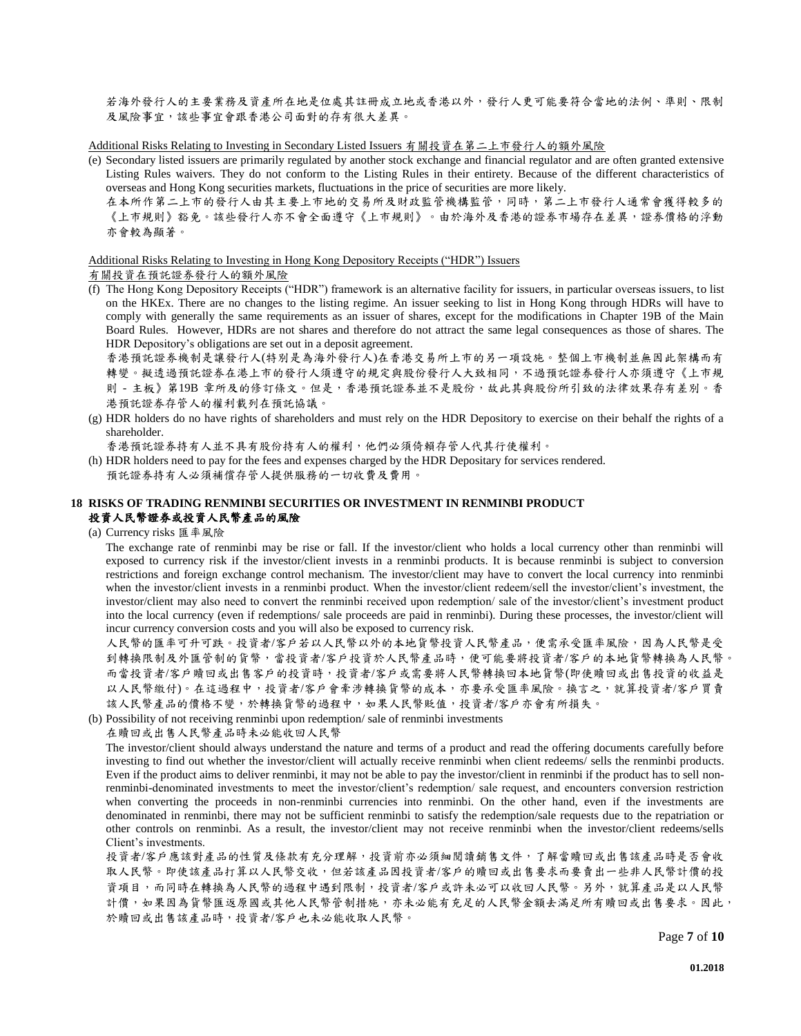若海外發行人的主要業務及資產所在地是位處其註冊成立地或香港以外，發行人更可能要符合當地的法例、準則、限制及風險事宜，該些事宜會跟香港公司面對的存有很大差異。

Additional Risks Relating to Investing in Secondary Listed Issuers 有關投資在第二上市發行人的額外風險

(e) Secondary listed issuers are primarily regulated by another stock exchange and financial regulator and are often granted extensive Listing Rules waivers. They do not conform to the Listing Rules in their entirety. Because of the different characteristics of overseas and Hong Kong securities markets, fluctuations in the price of securities are more likely.
在本所作第二上市的發行人由其主要上市地的交易所及財政監管機構監管，同時，第二上市發行人通常會獲得較多的《上市規則》豁免。該些發行人亦不會全面遵守《上市規則》。由於海外及香港的證券市場存在差異，證券價格的浮動亦會較為顯著。

Additional Risks Relating to Investing in Hong Kong Depository Receipts ("HDR") Issuers
有關投資在預託證券發行人的額外風險

(f) The Hong Kong Depository Receipts ("HDR") framework is an alternative facility for issuers, in particular overseas issuers, to list on the HKEx. There are no changes to the listing regime. An issuer seeking to list in Hong Kong through HDRs will have to comply with generally the same requirements as an issuer of shares, except for the modifications in Chapter 19B of the Main Board Rules. However, HDRs are not shares and therefore do not attract the same legal consequences as those of shares. The HDR Depository's obligations are set out in a deposit agreement.
香港預託證券機制是讓發行人(特別是為海外發行人)在香港交易所上市的另一項設施。整個上市機制並無因此架構而有轉變。擬透過預託證券在港上市的發行人須遵守的規定與股份發行人大致相同，不過預託證券發行人亦須遵守《上市規則 - 主板》第19B 章所及的修訂條文。但是，香港預託證券並不是股份，故此其與股份所引致的法律效果存有差別。香港預託證券存管人的權利載列在預託協議。

(g) HDR holders do no have rights of shareholders and must rely on the HDR Depository to exercise on their behalf the rights of a shareholder.
香港預託證券持有人並不具有股份持有人的權利，他們必須倚賴存管人代其行使權利。

(h) HDR holders need to pay for the fees and expenses charged by the HDR Depositary for services rendered.
預託證券持有人必須補償存管人提供服務的一切收費及費用。

## 18 RISKS OF TRADING RENMINBI SECURITIES OR INVESTMENT IN RENMINBI PRODUCT 投資人民幣證券或投資人民幣產品的風險

(a) Currency risks 匯率風險

The exchange rate of renminbi may be rise or fall. If the investor/client who holds a local currency other than renminbi will exposed to currency risk if the investor/client invests in a renminbi products. It is because renminbi is subject to conversion restrictions and foreign exchange control mechanism. The investor/client may have to convert the local currency into renminbi when the investor/client invests in a renminbi product. When the investor/client redeem/sell the investor/client's investment, the investor/client may also need to convert the renminbi received upon redemption/ sale of the investor/client's investment product into the local currency (even if redemptions/ sale proceeds are paid in renminbi). During these processes, the investor/client will incur currency conversion costs and you will also be exposed to currency risk.

人民幣的匯率可升可跌。投資者/客戶若以人民幣以外的本地貨幣投資人民幣產品，便需承受匯率風險，因為人民幣是受到轉換限制及外匯管制的貨幣，當投資者/客戶投資於人民幣產品時，便可能要將投資者/客戶的本地貨幣轉換為人民幣。而當投資者/客戶贖回或出售客戶的投資時，投資者/客戶或需要將人民幣轉換回本地貨幣(即使贖回或出售投資的收益是以人民幣繳付)。在這過程中，投資者/客戶會牽涉轉換貨幣的成本，亦要承受匯率風險。換言之，就算投資者/客戶買賣該人民幣產品的價格不變，於轉換貨幣的過程中，如果人民幣貶值，投資者/客戶亦會有所損失。

(b) Possibility of not receiving renminbi upon redemption/ sale of renminbi investments
在贖回或出售人民幣產品時未必能收回人民幣

The investor/client should always understand the nature and terms of a product and read the offering documents carefully before investing to find out whether the investor/client will actually receive renminbi when client redeems/ sells the renminbi products. Even if the product aims to deliver renminbi, it may not be able to pay the investor/client in renminbi if the product has to sell non-renminbi-denominated investments to meet the investor/client's redemption/ sale request, and encounters conversion restriction when converting the proceeds in non-renminbi currencies into renminbi. On the other hand, even if the investments are denominated in renminbi, there may not be sufficient renminbi to satisfy the redemption/sale requests due to the repatriation or other controls on renminbi. As a result, the investor/client may not receive renminbi when the investor/client redeems/sells Client's investments.

投資者/客戶應該對產品的性質及條款有充分理解，投資前亦必須細閱讀銷售文件，了解當贖回或出售該產品時是否會收取人民幣。即使該產品打算以人民幣交收，但若該產品因投資者/客戶的贖回或出售要求而要賣出一些非人民幣計價的投資項目，而同時在轉換為人民幣的過程中遇到限制，投資者/客戶或許未必可以收回人民幣。另外，就算產品是以人民幣計價，如果因為貨幣匯返原國或其他人民幣管制措施，亦未必能有充足的人民幣金額去滿足所有贖回或出售要求。因此，於贖回或出售該產品時，投資者/客戶也未必能收取人民幣。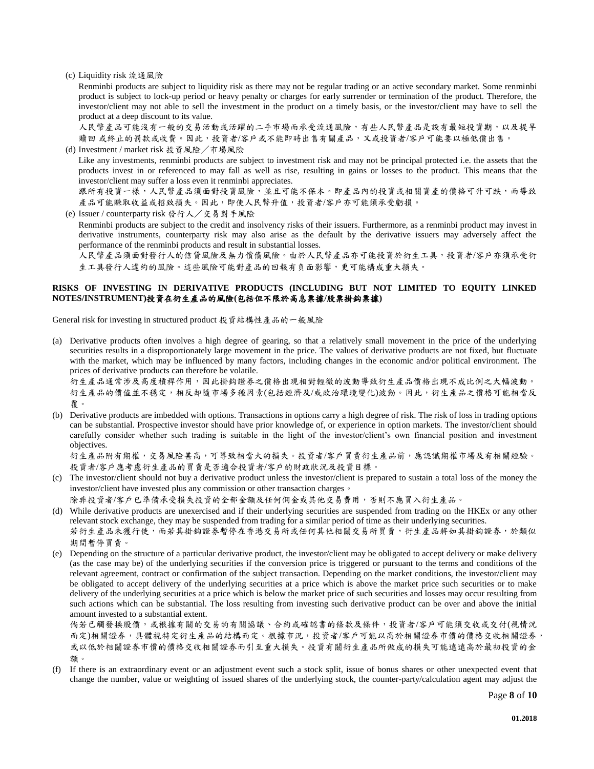(c) Liquidity risk 流通風險

Renminbi products are subject to liquidity risk as there may not be regular trading or an active secondary market. Some renminbi product is subject to lock-up period or heavy penalty or charges for early surrender or termination of the product. Therefore, the investor/client may not able to sell the investment in the product on a timely basis, or the investor/client may have to sell the product at a deep discount to its value.

人民幣產品可能沒有一般的交易活動或活躍的二手市場而承受流通風險，有些人民幣產品是設有最短投資期，以及提早贖回 或終止的罰款或收費。因此，投資者/客戶或不能即時出售有關產品，又或投資者/客戶可能要以極低價出售。

(d) Investment / market risk 投資風險／市場風險

Like any investments, renminbi products are subject to investment risk and may not be principal protected i.e. the assets that the products invest in or referenced to may fall as well as rise, resulting in gains or losses to the product. This means that the investor/client may suffer a loss even it renminbi appreciates.

跟所有投資一樣，人民幣產品須面對投資風險，並且可能不保本。即產品內的投資或相關資產的價格可升可跌，而導致產品可能賺取收益或招致損失。因此，即使人民幣升值，投資者/客戶亦可能須承受虧損。

(e) Issuer / counterparty risk 發行人／交易對手風險

Renminbi products are subject to the credit and insolvency risks of their issuers. Furthermore, as a renminbi product may invest in derivative instruments, counterparty risk may also arise as the default by the derivative issuers may adversely affect the performance of the renminbi products and result in substantial losses.

人民幣產品須面對發行人的信貸風險及無力償債風險。由於人民幣產品亦可能投資於衍生工具，投資者/客戶亦須承受衍生工具發行人違約的風險。這些風險可能對產品的回報有負面影響，更可能構成重大損失。

**RISKS OF INVESTING IN DERIVATIVE PRODUCTS (INCLUDING BUT NOT LIMITED TO EQUITY LINKED NOTES/INSTRUMENT)投資在衍生產品的風險(包括但不限於高息票據/股票掛鈎票據)**

General risk for investing in structured product 投資結構性產品的一般風險

(a) Derivative products often involves a high degree of gearing, so that a relatively small movement in the price of the underlying securities results in a disproportionately large movement in the price. The values of derivative products are not fixed, but fluctuate with the market, which may be influenced by many factors, including changes in the economic and/or political environment. The prices of derivative products can therefore be volatile.

衍生產品通常涉及高度槓桿作用，因此掛鈎證券之價格出現相對輕微的波動導致衍生產品價格出現不成比例之大幅波動。衍生產品的價值並不穩定，相反卻隨市場多種因素(包括經濟及/或政治環境變化)波動。因此，衍生產品之價格可能相當反覆。

(b) Derivative products are imbedded with options. Transactions in options carry a high degree of risk. The risk of loss in trading options can be substantial. Prospective investor should have prior knowledge of, or experience in option markets. The investor/client should carefully consider whether such trading is suitable in the light of the investor/client's own financial position and investment objectives.

衍生產品附有期權，交易風險甚高，可導致相當大的損失。投資者/客戶買賣衍生產品前，應認識期權市場及有相關經驗。投資者/客戶應考慮衍生產品的買賣是否適合投資者/客戶的財政狀況及投資目標。

(c) The investor/client should not buy a derivative product unless the investor/client is prepared to sustain a total loss of the money the investor/client have invested plus any commission or other transaction charges。

除非投資者/客戶已準備承受損失投資的全部金額及任何佣金或其他交易費用，否則不應買入衍生產品。

(d) While derivative products are unexercised and if their underlying securities are suspended from trading on the HKEx or any other relevant stock exchange, they may be suspended from trading for a similar period of time as their underlying securities.

若衍生產品未獲行使，而若其掛鈎證券暫停在香港交易所或任何其他相關交易所買賣，衍生產品將如其掛鈎證券，於類似期間暫停買賣。

(e) Depending on the structure of a particular derivative product, the investor/client may be obligated to accept delivery or make delivery (as the case may be) of the underlying securities if the conversion price is triggered or pursuant to the terms and conditions of the relevant agreement, contract or confirmation of the subject transaction. Depending on the market conditions, the investor/client may be obligated to accept delivery of the underlying securities at a price which is above the market price such securities or to make delivery of the underlying securities at a price which is below the market price of such securities and losses may occur resulting from such actions which can be substantial. The loss resulting from investing such derivative product can be over and above the initial amount invested to a substantial extent.

倘若已觸發換股價，或根據有關的交易的有關協議、合約或確認書的條款及條件，投資者/客戶可能須交收或交付(視情況而定)相關證券，具體視特定衍生產品的結構而定。根據市況，投資者/客戶可能以高於相關證券市價的價格交收相關證券，或以低於相關證券市價的價格交收相關證券而引至重大損失。投資有關衍生產品所做成的損失可能遠遠高於最初投資的金額。

(f) If there is an extraordinary event or an adjustment event such a stock split, issue of bonus shares or other unexpected event that change the number, value or weighting of issued shares of the underlying stock, the counter-party/calculation agent may adjust the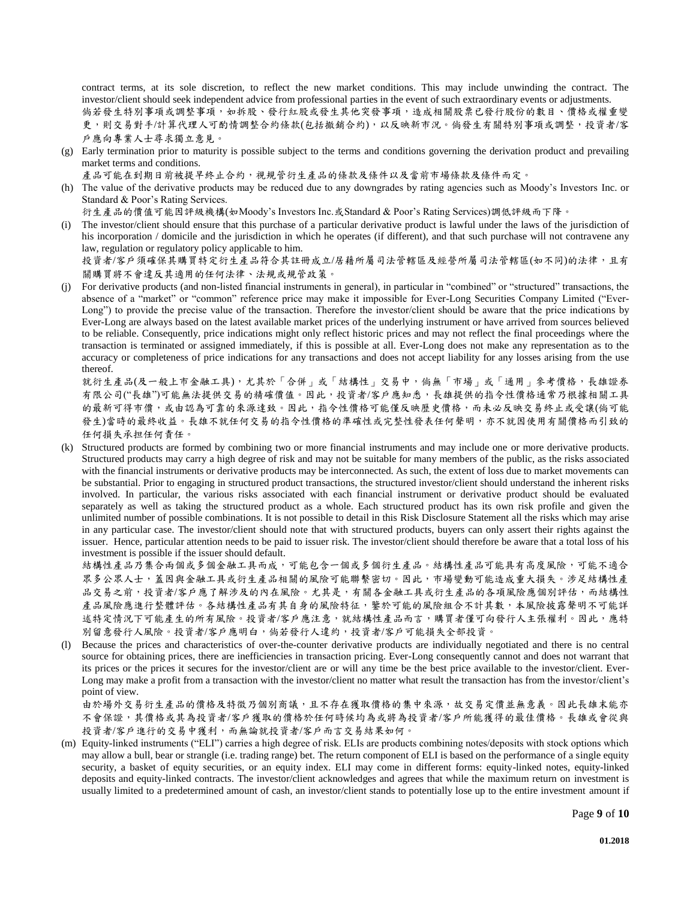contract terms, at its sole discretion, to reflect the new market conditions. This may include unwinding the contract. The investor/client should seek independent advice from professional parties in the event of such extraordinary events or adjustments.
倘若發生特別事項或調整事項，如拆股、發行紅股或發生其他突發事項，造成相關股票已發行股份的數目、價格或權重變更，則交易對手/計算代理人可酌情調整合約條款(包括撤銷合約)，以反映新市況。倘發生有關特別事項或調整，投資者/客戶應向專業人士尋求獨立意見。

(g) Early termination prior to maturity is possible subject to the terms and conditions governing the derivation product and prevailing market terms and conditions.
產品可能在到期日前被提早終止合約，視規管衍生產品的條款及條件以及當前市場條款及條件而定。

(h) The value of the derivative products may be reduced due to any downgrades by rating agencies such as Moody's Investors Inc. or Standard & Poor's Rating Services.
衍生產品的價值可能因評級機構(如Moody's Investors Inc.或Standard & Poor's Rating Services)調低評級而下降。

(i) The investor/client should ensure that this purchase of a particular derivative product is lawful under the laws of the jurisdiction of his incorporation / domicile and the jurisdiction in which he operates (if different), and that such purchase will not contravene any law, regulation or regulatory policy applicable to him.
投資者/客戶須確保其購買特定衍生產品符合其註冊成立/居籍所屬司法管轄區及經營所屬司法管轄區(如不同)的法律，且有關購買將不會違反其適用的任何法律、法規或規管政策。

(j) For derivative products (and non-listed financial instruments in general), in particular in "combined" or "structured" transactions, the absence of a "market" or "common" reference price may make it impossible for Ever-Long Securities Company Limited ("Ever-Long") to provide the precise value of the transaction. Therefore the investor/client should be aware that the price indications by Ever-Long are always based on the latest available market prices of the underlying instrument or have arrived from sources believed to be reliable. Consequently, price indications might only reflect historic prices and may not reflect the final proceedings where the transaction is terminated or assigned immediately, if this is possible at all. Ever-Long does not make any representation as to the accuracy or completeness of price indications for any transactions and does not accept liability for any losses arising from the use thereof.
就衍生產品(及一般上市金融工具)，尤其於「合併」或「結構性」交易中，倘無「市場」或「通用」參考價格，長雄證券有限公司("長雄")可能無法提供交易的精確價值。因此，投資者/客戶應知悉，長雄提供的指令性價格通常乃根據相關工具的最新可得市價，或由認為可靠的來源達致。因此，指令性價格可能僅反映歷史價格，而未必反映交易終止或受讓(倘可能發生)當時的最終收益。長雄不就任何交易的指令性價格的準確性或完整性發表任何聲明，亦不就因使用有關價格而引致的任何損失承担任何責任。

(k) Structured products are formed by combining two or more financial instruments and may include one or more derivative products. Structured products may carry a high degree of risk and may not be suitable for many members of the public, as the risks associated with the financial instruments or derivative products may be interconnected. As such, the extent of loss due to market movements can be substantial. Prior to engaging in structured product transactions, the structured investor/client should understand the inherent risks involved. In particular, the various risks associated with each financial instrument or derivative product should be evaluated separately as well as taking the structured product as a whole. Each structured product has its own risk profile and given the unlimited number of possible combinations. It is not possible to detail in this Risk Disclosure Statement all the risks which may arise in any particular case. The investor/client should note that with structured products, buyers can only assert their rights against the issuer. Hence, particular attention needs to be paid to issuer risk. The investor/client should therefore be aware that a total loss of his investment is possible if the issuer should default.
結構性產品乃集合兩個或多個金融工具而成，可能包含一個或多個衍生產品。結構性產品可能具有高度風險，可能不適合眾多公眾人士，蓋因與金融工具或衍生產品相關的風險可能聯繫密切。因此，市場變動可能造成重大損失。涉足結構性產品交易之前，投資者/客戶應了解涉及的內在風險。尤其是，有關各金融工具或衍生產品的各項風險應個別評估，而結構性產品風險應進行整體評估。各結構性產品有其自身的風險特征，鑒於可能的風險組合不計其數，本風險披露聲明不可能詳述特定情況下可能產生的所有風險。投資者/客戶應注意，就結構性產品而言，購買者僅可向發行人主張權利。因此，應特別留意發行人風險。投資者/客戶應明白，倘若發行人違約，投資者/客戶可能損失全部投資。

(l) Because the prices and characteristics of over-the-counter derivative products are individually negotiated and there is no central source for obtaining prices, there are inefficiencies in transaction pricing. Ever-Long consequently cannot and does not warrant that its prices or the prices it secures for the investor/client are or will any time be the best price available to the investor/client. Ever-Long may make a profit from a transaction with the investor/client no matter what result the transaction has from the investor/client's point of view.
由於場外交易衍生產品的價格及特徵乃個別商議，且不存在獲取價格的集中來源，故交易定價並無意義。因此長雄未能亦不會保證，其價格或其為投資者/客戶獲取的價格於任何時候均為或將為投資者/客戶所能獲得的最佳價格。長雄或會從與投資者/客戶進行的交易中獲利，而無論就投資者/客戶而言交易結果如何。

(m) Equity-linked instruments ("ELI") carries a high degree of risk. ELIs are products combining notes/deposits with stock options which may allow a bull, bear or strangle (i.e. trading range) bet. The return component of ELI is based on the performance of a single equity security, a basket of equity securities, or an equity index. ELI may come in different forms: equity-linked notes, equity-linked deposits and equity-linked contracts. The investor/client acknowledges and agrees that while the maximum return on investment is usually limited to a predetermined amount of cash, an investor/client stands to potentially lose up to the entire investment amount if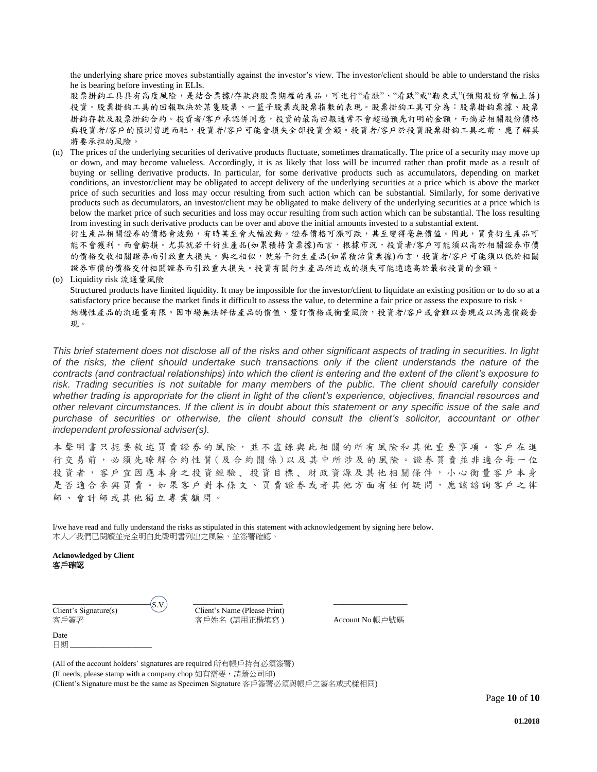the underlying share price moves substantially against the investor's view. The investor/client should be able to understand the risks he is bearing before investing in ELIs.

股票掛鈎工具具有高度風險，是結合票據/存款與股票期權的產品，可進行"看漲"、"看跌"或"勒束式"(預期股份窄幅上落)投資。股票掛鈎工具的回報取決於某隻股票、一籃子股票或股票指數的表現。股票掛鈎工具可分為：股票掛鈎票據、股票掛鈎存款及股票掛鈎合約。投資者/客戶承認併同意，投資的最高回報通常不會超過預先訂明的金額，而倘若相關股份價格與投資者/客戶的預測背道而馳，投資者/客戶可能會損失全部投資金額。投資者/客戶於投資股票掛鈎工具之前，應了解其將要承担的風險。

(n) The prices of the underlying securities of derivative products fluctuate, sometimes dramatically. The price of a security may move up or down, and may become valueless. Accordingly, it is as likely that loss will be incurred rather than profit made as a result of buying or selling derivative products. In particular, for some derivative products such as accumulators, depending on market conditions, an investor/client may be obligated to accept delivery of the underlying securities at a price which is above the market price of such securities and loss may occur resulting from such action which can be substantial. Similarly, for some derivative products such as decumulators, an investor/client may be obligated to make delivery of the underlying securities at a price which is below the market price of such securities and loss may occur resulting from such action which can be substantial. The loss resulting from investing in such derivative products can be over and above the initial amounts invested to a substantial extent.

衍生產品相關證券的價格會波動，有時甚至會大幅波動。證券價格可漲可跌，甚至變得毫無價值。因此，買賣衍生產品可能不會獲利，而會虧損。尤其就若干衍生產品(如累積持貨票據)而言，根據市況，投資者/客戶可能須以高於相關證券市價的價格交收相關證券而引致重大損失。與之相似，就若干衍生產品(如累積沽貨票據)而言，投資者/客戶可能須以低於相關證券市價的價格交付相關證券而引致重大損失。投資有關衍生產品所造成的損失可能遠遠高於最初投資的金額。

(o) Liquidity risk 流通量風險

Structured products have limited liquidity. It may be impossible for the investor/client to liquidate an existing position or to do so at a satisfactory price because the market finds it difficult to assess the value, to determine a fair price or assess the exposure to risk。

結構性產品的流通量有限。因市場無法評估產品的價值、釐訂價格或衡量風險，投資者/客戶或會難以套現或以滿意價錢套現。

*This brief statement does not disclose all of the risks and other significant aspects of trading in securities. In light of the risks, the client should undertake such transactions only if the client understands the nature of the contracts (and contractual relationships) into which the client is entering and the extent of the client's exposure to risk. Trading securities is not suitable for many members of the public. The client should carefully consider whether trading is appropriate for the client in light of the client's experience, objectives, financial resources and other relevant circumstances. If the client is in doubt about this statement or any specific issue of the sale and purchase of securities or otherwise, the client should consult the client's solicitor, accountant or other independent professional adviser(s).*

本聲明書只扼要敘述買賣證券的風險，並不盡錄與此相關的所有風險和其他重要事項。客戶在進行交易前，必須先瞭解合約性質(及合約關係)以及其中所涉及的風險。證券買賣並非適合每一位投資者，客戶宜因應本身之投資經驗、投資目標、財政資源及其他相關條件，小心衡量客戶本身是否適合參與買賣。如果客戶對本條文、買賣證券或者其他方面有任何疑問，應該諮詢客戶之律師、會計師或其他獨立專業顧問。

I/we have read and fully understand the risks as stipulated in this statement with acknowledgement by signing here below.
本人／我們已閱讀並完全明白此聲明書列出之風險，並簽署確認。

**Acknowledged by Client**
**客戶確認**

_______________________ (S.V.)　　_______________________　　_______________________

Client's Signature(s)　　Client's Name (Please Print)
客戶簽署　　客戶姓名 (請用正楷填寫)　　Account No 帳户號碼

Date
日期 _______________________

(All of the account holders' signatures are required 所有帳戶持有必須簽署)
(If needs, please stamp with a company chop 如有需要，請蓋公司印)
(Client's Signature must be the same as Specimen Signature 客戶簽署必須與帳戶之簽名或式樣相同)

01.2018